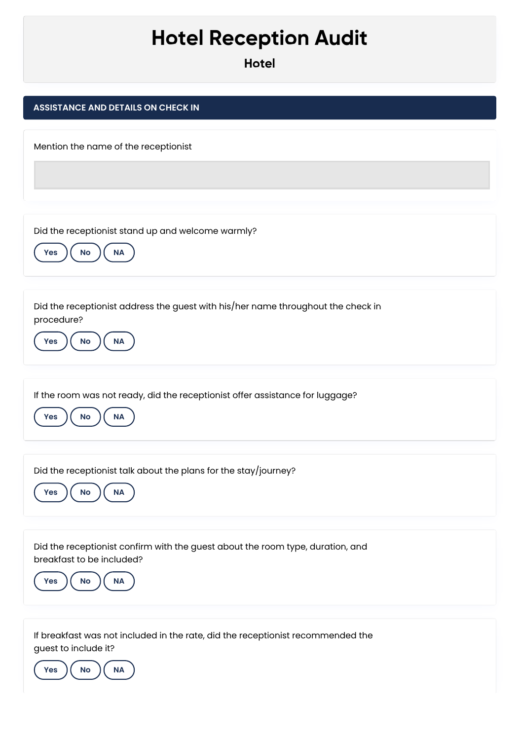# Hotel Reception Audit

**Hotel**

## ASSISTANCE AND DETAILS ON CHECK IN

Mention the name of the receptionist

Did the receptionist stand up and welcome warmly?

Yes | No | NA

Did the receptionist address the guest with his/her name throughout the check in procedure?

Yes | No | NA

If the room was not ready, did the receptionist offer assistance for luggage?

Yes | No | NA

Did the receptionist talk about the plans for the stay/journey?

Yes | No | NA

Did the receptionist confirm with the guest about the room type, duration, and breakfast to be included?

Yes | No | NA

If breakfast was not included in the rate, did the receptionist recommended the guest to include it?

Yes | No | NA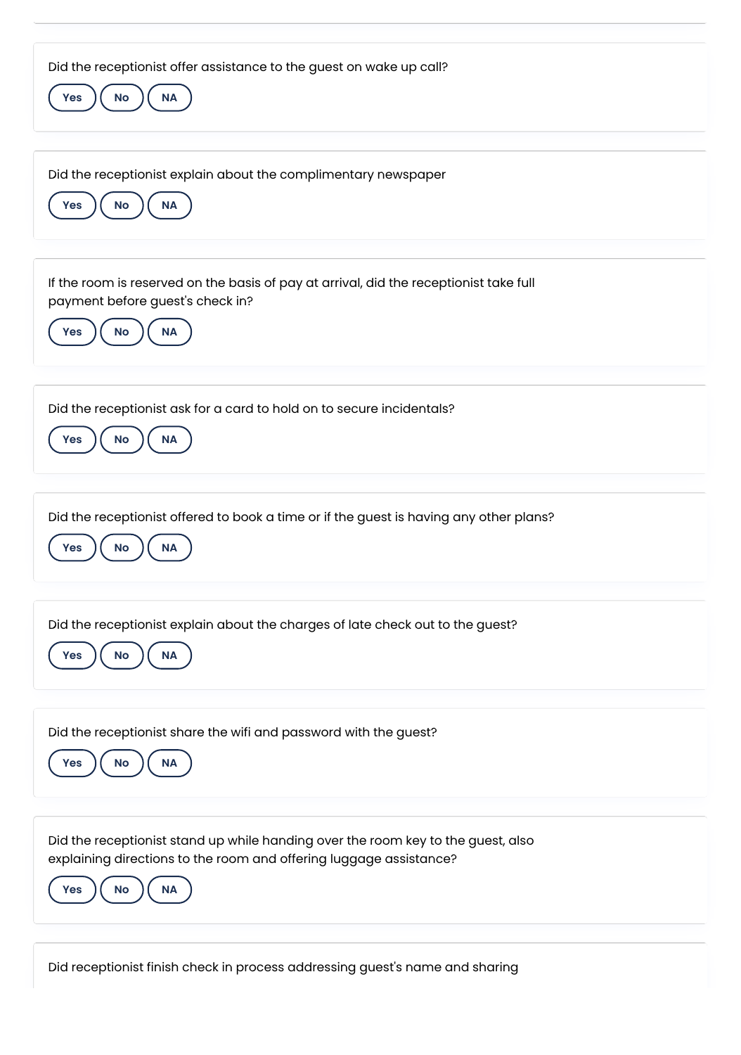Did the receptionist offer assistance to the guest on wake up call?

Yes No NA

Did the receptionist explain about the complimentary newspaper

Yes No NA

If the room is reserved on the basis of pay at arrival, did the receptionist take full payment before guest's check in?

Yes No NA

Did the receptionist ask for a card to hold on to secure incidentals?

Yes No NA

Did the receptionist offered to book a time or if the guest is having any other plans?

Yes No NA

Did the receptionist explain about the charges of late check out to the guest?

Yes No NA

Did the receptionist share the wifi and password with the guest?

Yes No NA

Did the receptionist stand up while handing over the room key to the guest, also explaining directions to the room and offering luggage assistance?

Yes No NA

Did receptionist finish check in process addressing guest's name and sharing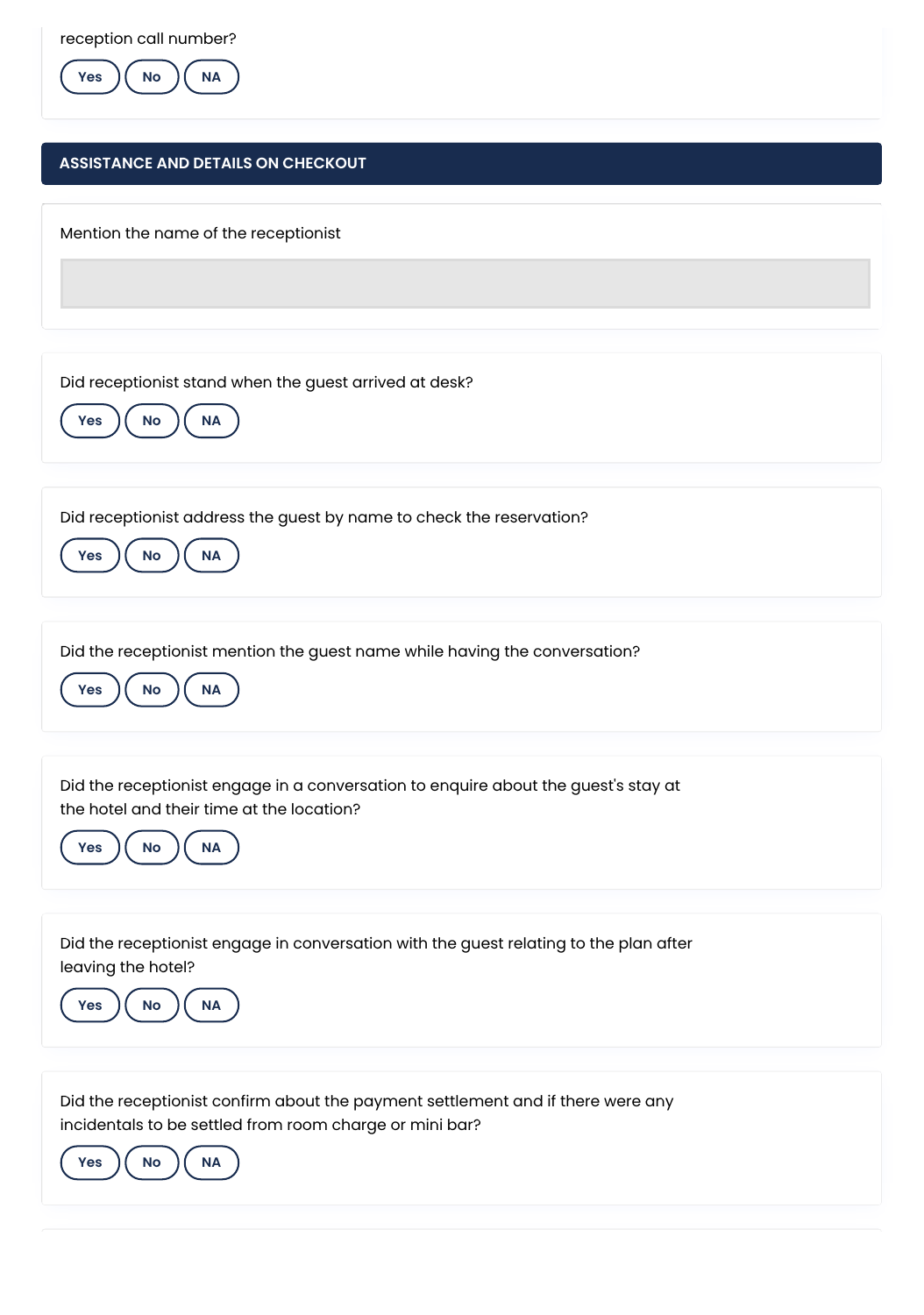reception call number?

Yes No NA

## ASSISTANCE AND DETAILS ON CHECKOUT

Mention the name of the receptionist

Did receptionist stand when the guest arrived at desk?

Yes No NA

Did receptionist address the guest by name to check the reservation?

Yes No NA

Did the receptionist mention the guest name while having the conversation?

Yes No NA

Did the receptionist engage in a conversation to enquire about the guest's stay at the hotel and their time at the location?

Yes No NA

Did the receptionist engage in conversation with the guest relating to the plan after leaving the hotel?

Yes No NA

Did the receptionist confirm about the payment settlement and if there were any incidentals to be settled from room charge or mini bar?

Yes No NA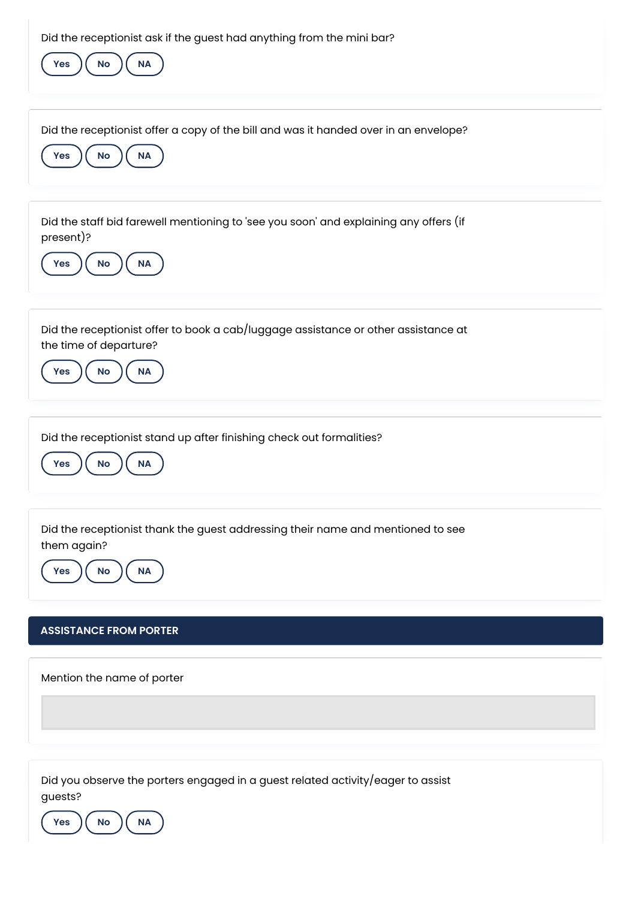Did the receptionist ask if the guest had anything from the mini bar?

Yes | No | NA

Did the receptionist offer a copy of the bill and was it handed over in an envelope?

Yes | No | NA

Did the staff bid farewell mentioning to 'see you soon' and explaining any offers (if present)?

Yes | No | NA

Did the receptionist offer to book a cab/luggage assistance or other assistance at the time of departure?

Yes | No | NA

Did the receptionist stand up after finishing check out formalities?

Yes | No | NA

Did the receptionist thank the guest addressing their name and mentioned to see them again?

Yes | No | NA

## ASSISTANCE FROM PORTER

Mention the name of porter

Did you observe the porters engaged in a guest related activity/eager to assist guests?

Yes | No | NA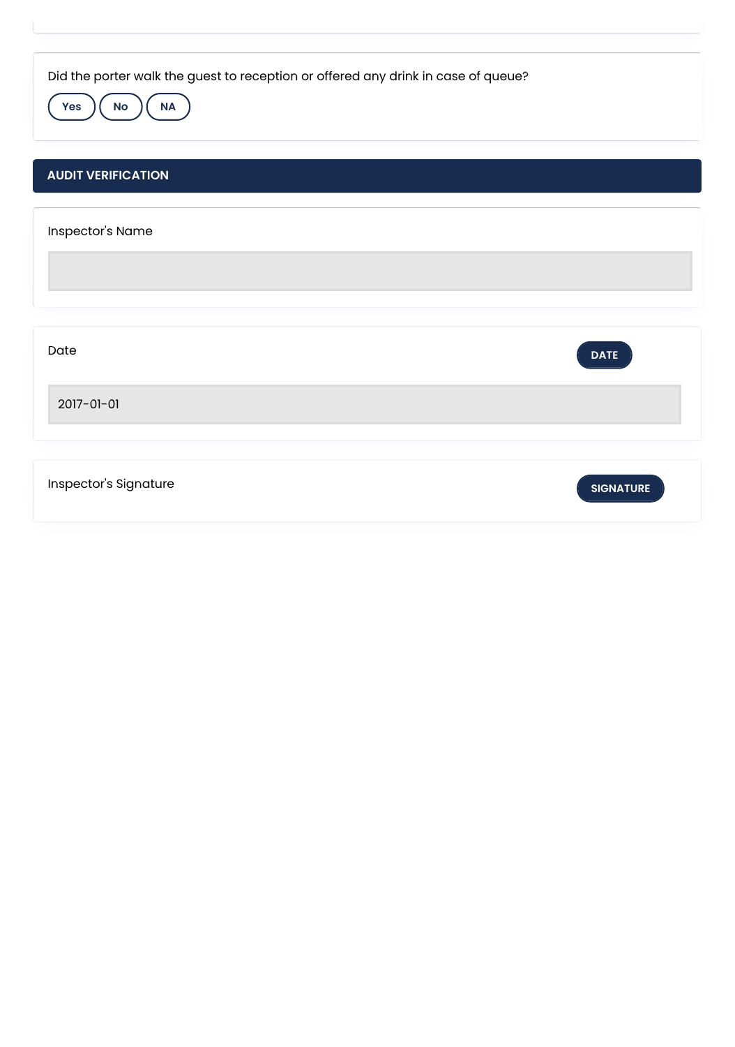Did the porter walk the guest to reception or offered any drink in case of queue?

Yes No NA

## AUDIT VERIFICATION

Inspector's Name

Date

DATE

2017-01-01

Inspector's Signature

SIGNATURE